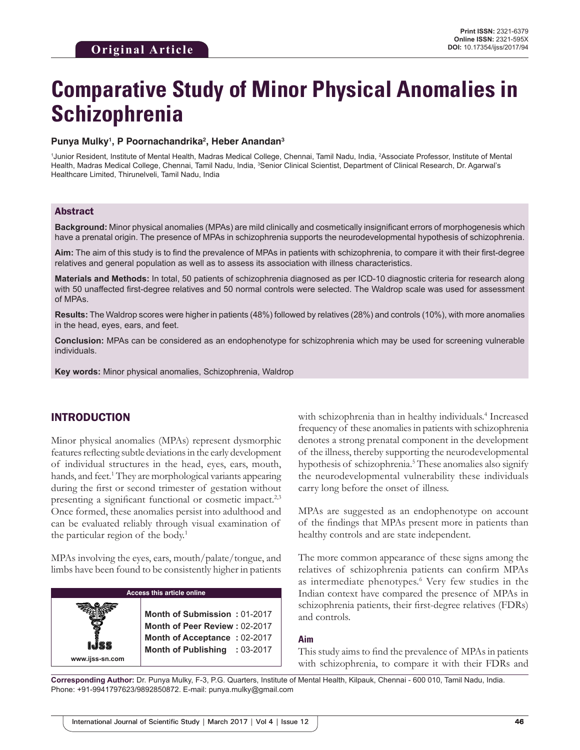Original Article

Print ISSN: 2321-6379
Online ISSN: 2321-595X
DOI: 10.17354/ijss/2017/94

# Comparative Study of Minor Physical Anomalies in Schizophrenia

**Punya Mulky[1], P Poornachandrika[2], Heber Anandan[3]**

[1]Junior Resident, Institute of Mental Health, Madras Medical College, Chennai, Tamil Nadu, India, [2]Associate Professor, Institute of Mental Health, Madras Medical College, Chennai, Tamil Nadu, India, [3]Senior Clinical Scientist, Department of Clinical Research, Dr. Agarwal's Healthcare Limited, Thirunelveli, Tamil Nadu, India

## Abstract

**Background:** Minor physical anomalies (MPAs) are mild clinically and cosmetically insignificant errors of morphogenesis which have a prenatal origin. The presence of MPAs in schizophrenia supports the neurodevelopmental hypothesis of schizophrenia.

**Aim:** The aim of this study is to find the prevalence of MPAs in patients with schizophrenia, to compare it with their first-degree relatives and general population as well as to assess its association with illness characteristics.

**Materials and Methods:** In total, 50 patients of schizophrenia diagnosed as per ICD-10 diagnostic criteria for research along with 50 unaffected first-degree relatives and 50 normal controls were selected. The Waldrop scale was used for assessment of MPAs.

**Results:** The Waldrop scores were higher in patients (48%) followed by relatives (28%) and controls (10%), with more anomalies in the head, eyes, ears, and feet.

**Conclusion:** MPAs can be considered as an endophenotype for schizophrenia which may be used for screening vulnerable individuals.

**Key words:** Minor physical anomalies, Schizophrenia, Waldrop

## INTRODUCTION

Minor physical anomalies (MPAs) represent dysmorphic features reflecting subtle deviations in the early development of individual structures in the head, eyes, ears, mouth, hands, and feet.[1] They are morphological variants appearing during the first or second trimester of gestation without presenting a significant functional or cosmetic impact.[2,3] Once formed, these anomalies persist into adulthood and can be evaluated reliably through visual examination of the particular region of the body.[1]

MPAs involving the eyes, ears, mouth/palate/tongue, and limbs have been found to be consistently higher in patients with schizophrenia than in healthy individuals.[4] Increased frequency of these anomalies in patients with schizophrenia denotes a strong prenatal component in the development of the illness, thereby supporting the neurodevelopmental hypothesis of schizophrenia.[5] These anomalies also signify the neurodevelopmental vulnerability these individuals carry long before the onset of illness.

MPAs are suggested as an endophenotype on account of the findings that MPAs present more in patients than healthy controls and are state independent.

The more common appearance of these signs among the relatives of schizophrenia patients can confirm MPAs as intermediate phenotypes.[6] Very few studies in the Indian context have compared the presence of MPAs in schizophrenia patients, their first-degree relatives (FDRs) and controls.

### Aim

This study aims to find the prevalence of MPAs in patients with schizophrenia, to compare it with their FDRs and

| Access this article online | |
|---|---|
| www.ijss-sn.com | **Month of Submission :** 01-2017<br>**Month of Peer Review :** 02-2017<br>**Month of Acceptance :** 02-2017<br>**Month of Publishing :** 03-2017 |

**Corresponding Author:** Dr. Punya Mulky, F-3, P.G. Quarters, Institute of Mental Health, Kilpauk, Chennai - 600 010, Tamil Nadu, India. Phone: +91-9941797623/9892850872. E-mail: punya.mulky@gmail.com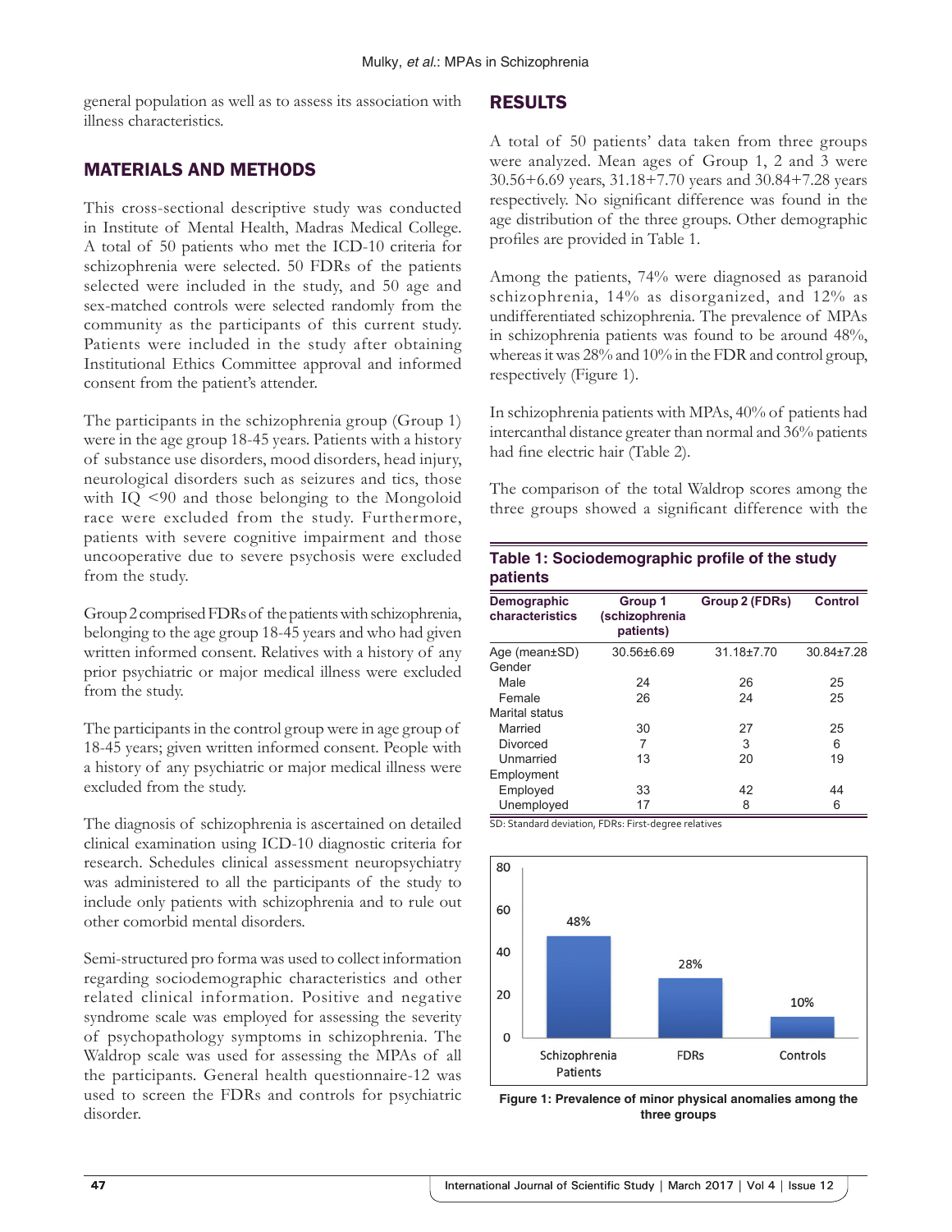general population as well as to assess its association with illness characteristics.

## MATERIALS AND METHODS

This cross-sectional descriptive study was conducted in Institute of Mental Health, Madras Medical College. A total of 50 patients who met the ICD-10 criteria for schizophrenia were selected. 50 FDRs of the patients selected were included in the study, and 50 age and sex-matched controls were selected randomly from the community as the participants of this current study. Patients were included in the study after obtaining Institutional Ethics Committee approval and informed consent from the patient's attender.

The participants in the schizophrenia group (Group 1) were in the age group 18-45 years. Patients with a history of substance use disorders, mood disorders, head injury, neurological disorders such as seizures and tics, those with IQ <90 and those belonging to the Mongoloid race were excluded from the study. Furthermore, patients with severe cognitive impairment and those uncooperative due to severe psychosis were excluded from the study.

Group 2 comprised FDRs of the patients with schizophrenia, belonging to the age group 18-45 years and who had given written informed consent. Relatives with a history of any prior psychiatric or major medical illness were excluded from the study.

The participants in the control group were in age group of 18-45 years; given written informed consent. People with a history of any psychiatric or major medical illness were excluded from the study.

The diagnosis of schizophrenia is ascertained on detailed clinical examination using ICD-10 diagnostic criteria for research. Schedules clinical assessment neuropsychiatry was administered to all the participants of the study to include only patients with schizophrenia and to rule out other comorbid mental disorders.

Semi-structured pro forma was used to collect information regarding sociodemographic characteristics and other related clinical information. Positive and negative syndrome scale was employed for assessing the severity of psychopathology symptoms in schizophrenia. The Waldrop scale was used for assessing the MPAs of all the participants. General health questionnaire-12 was used to screen the FDRs and controls for psychiatric disorder.

## RESULTS

A total of 50 patients' data taken from three groups were analyzed. Mean ages of Group 1, 2 and 3 were 30.56+6.69 years, 31.18+7.70 years and 30.84+7.28 years respectively. No significant difference was found in the age distribution of the three groups. Other demographic profiles are provided in Table 1.

Among the patients, 74% were diagnosed as paranoid schizophrenia, 14% as disorganized, and 12% as undifferentiated schizophrenia. The prevalence of MPAs in schizophrenia patients was found to be around 48%, whereas it was 28% and 10% in the FDR and control group, respectively (Figure 1).

In schizophrenia patients with MPAs, 40% of patients had intercanthal distance greater than normal and 36% patients had fine electric hair (Table 2).

The comparison of the total Waldrop scores among the three groups showed a significant difference with the

**Table 1: Sociodemographic profile of the study patients**

| Demographic characteristics | Group 1 (schizophrenia patients) | Group 2 (FDRs) | Control |
|---|---|---|---|
| Age (mean±SD) | 30.56±6.69 | 31.18±7.70 | 30.84±7.28 |
| Gender | | | |
| Male | 24 | 26 | 25 |
| Female | 26 | 24 | 25 |
| Marital status | | | |
| Married | 30 | 27 | 25 |
| Divorced | 7 | 3 | 6 |
| Unmarried | 13 | 20 | 19 |
| Employment | | | |
| Employed | 33 | 42 | 44 |
| Unemployed | 17 | 8 | 6 |

SD: Standard deviation, FDRs: First-degree relatives

**Figure 1: Prevalence of minor physical anomalies among the three groups**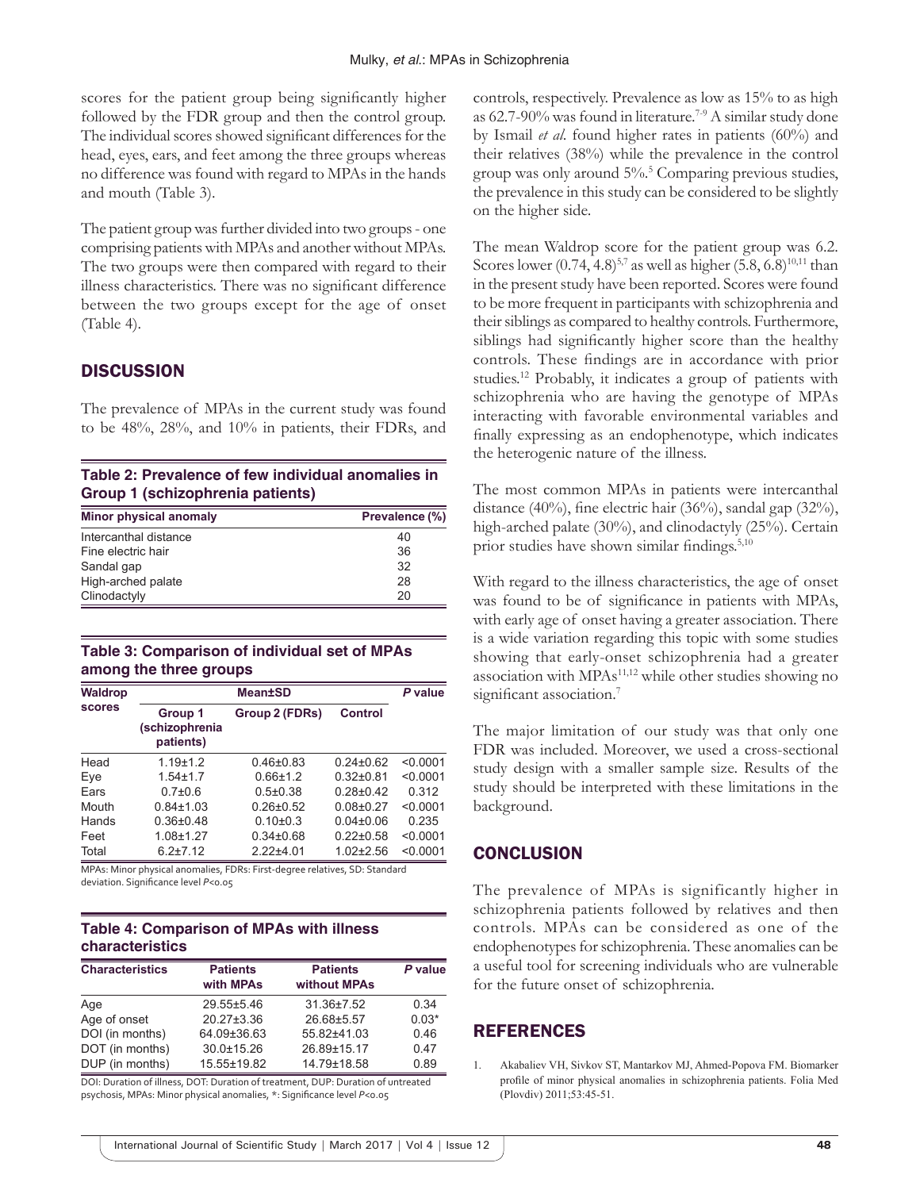scores for the patient group being significantly higher followed by the FDR group and then the control group. The individual scores showed significant differences for the head, eyes, ears, and feet among the three groups whereas no difference was found with regard to MPAs in the hands and mouth (Table 3).

The patient group was further divided into two groups - one comprising patients with MPAs and another without MPAs. The two groups were then compared with regard to their illness characteristics. There was no significant difference between the two groups except for the age of onset (Table 4).

## DISCUSSION

The prevalence of MPAs in the current study was found to be 48%, 28%, and 10% in patients, their FDRs, and controls, respectively. Prevalence as low as 15% to as high as 62.7-90% was found in literature.[7-9] A similar study done by Ismail *et al.* found higher rates in patients (60%) and their relatives (38%) while the prevalence in the control group was only around 5%.[5] Comparing previous studies, the prevalence in this study can be considered to be slightly on the higher side.

**Table 2: Prevalence of few individual anomalies in Group 1 (schizophrenia patients)**

| Minor physical anomaly | Prevalence (%) |
|---|---|
| Intercanthal distance | 40 |
| Fine electric hair | 36 |
| Sandal gap | 32 |
| High-arched palate | 28 |
| Clinodactyly | 20 |

**Table 3: Comparison of individual set of MPAs among the three groups**

| Waldrop scores | Mean±SD | | | P value |
|---|---|---|---|---|
| | Group 1 (schizophrenia patients) | Group 2 (FDRs) | Control | |
| Head | 1.19±1.2 | 0.46±0.83 | 0.24±0.62 | <0.0001 |
| Eye | 1.54±1.7 | 0.66±1.2 | 0.32±0.81 | <0.0001 |
| Ears | 0.7±0.6 | 0.5±0.38 | 0.28±0.42 | 0.312 |
| Mouth | 0.84±1.03 | 0.26±0.52 | 0.08±0.27 | <0.0001 |
| Hands | 0.36±0.48 | 0.10±0.3 | 0.04±0.06 | 0.235 |
| Feet | 1.08±1.27 | 0.34±0.68 | 0.22±0.58 | <0.0001 |
| Total | 6.2±7.12 | 2.22±4.01 | 1.02±2.56 | <0.0001 |

MPAs: Minor physical anomalies, FDRs: First-degree relatives, SD: Standard deviation. Significance level $P<0.05$

**Table 4: Comparison of MPAs with illness characteristics**

| Characteristics | Patients with MPAs | Patients without MPAs | P value |
|---|---|---|---|
| Age | 29.55±5.46 | 31.36±7.52 | 0.34 |
| Age of onset | 20.27±3.36 | 26.68±5.57 | 0.03* |
| DOI (in months) | 64.09±36.63 | 55.82±41.03 | 0.46 |
| DOT (in months) | 30.0±15.26 | 26.89±15.17 | 0.47 |
| DUP (in months) | 15.55±19.82 | 14.79±18.58 | 0.89 |

DOI: Duration of illness, DOT: Duration of treatment, DUP: Duration of untreated psychosis, MPAs: Minor physical anomalies, *: Significance level $P<0.05$

The mean Waldrop score for the patient group was 6.2. Scores lower (0.74, 4.8)[5,7] as well as higher (5.8, 6.8)[10,11] than in the present study have been reported. Scores were found to be more frequent in participants with schizophrenia and their siblings as compared to healthy controls. Furthermore, siblings had significantly higher score than the healthy controls. These findings are in accordance with prior studies.[12] Probably, it indicates a group of patients with schizophrenia who are having the genotype of MPAs interacting with favorable environmental variables and finally expressing as an endophenotype, which indicates the heterogenic nature of the illness.

The most common MPAs in patients were intercanthal distance (40%), fine electric hair (36%), sandal gap (32%), high-arched palate (30%), and clinodactyly (25%). Certain prior studies have shown similar findings.[5,10]

With regard to the illness characteristics, the age of onset was found to be of significance in patients with MPAs, with early age of onset having a greater association. There is a wide variation regarding this topic with some studies showing that early-onset schizophrenia had a greater association with MPAs[11,12] while other studies showing no significant association.[7]

The major limitation of our study was that only one FDR was included. Moreover, we used a cross-sectional study design with a smaller sample size. Results of the study should be interpreted with these limitations in the background.

## CONCLUSION

The prevalence of MPAs is significantly higher in schizophrenia patients followed by relatives and then controls. MPAs can be considered as one of the endophenotypes for schizophrenia. These anomalies can be a useful tool for screening individuals who are vulnerable for the future onset of schizophrenia.

## REFERENCES

1. Akabaliev VH, Sivkov ST, Mantarkov MJ, Ahmed-Popova FM. Biomarker profile of minor physical anomalies in schizophrenia patients. Folia Med (Plovdiv) 2011;53:45-51.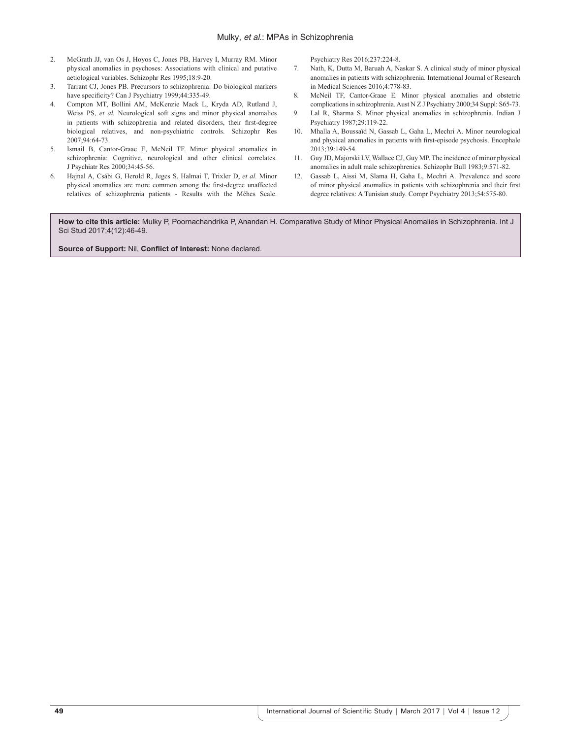2. McGrath JJ, van Os J, Hoyos C, Jones PB, Harvey I, Murray RM. Minor physical anomalies in psychoses: Associations with clinical and putative aetiological variables. Schizophr Res 1995;18:9-20.
3. Tarrant CJ, Jones PB. Precursors to schizophrenia: Do biological markers have specificity? Can J Psychiatry 1999;44:335-49.
4. Compton MT, Bollini AM, McKenzie Mack L, Kryda AD, Rutland J, Weiss PS, *et al.* Neurological soft signs and minor physical anomalies in patients with schizophrenia and related disorders, their first-degree biological relatives, and non-psychiatric controls. Schizophr Res 2007;94:64-73.
5. Ismail B, Cantor-Graae E, McNeil TF. Minor physical anomalies in schizophrenia: Cognitive, neurological and other clinical correlates. J Psychiatr Res 2000;34:45-56.
6. Hajnal A, Csábi G, Herold R, Jeges S, Halmai T, Trixler D, *et al.* Minor physical anomalies are more common among the first-degree unaffected relatives of schizophrenia patients - Results with the Méhes Scale. Psychiatry Res 2016;237:224-8.
7. Nath, K, Dutta M, Baruah A, Naskar S. A clinical study of minor physical anomalies in patients with schizophrenia. International Journal of Research in Medical Sciences 2016;4:778-83.
8. McNeil TF, Cantor-Graae E. Minor physical anomalies and obstetric complications in schizophrenia. Aust N Z J Psychiatry 2000;34 Suppl: S65-73.
9. Lal R, Sharma S. Minor physical anomalies in schizophrenia. Indian J Psychiatry 1987;29:119-22.
10. Mhalla A, Boussaïd N, Gassab L, Gaha L, Mechri A. Minor neurological and physical anomalies in patients with first-episode psychosis. Encephale 2013;39:149-54.
11. Guy JD, Majorski LV, Wallace CJ, Guy MP. The incidence of minor physical anomalies in adult male schizophrenics. Schizophr Bull 1983;9:571-82.
12. Gassab L, Aissi M, Slama H, Gaha L, Mechri A. Prevalence and score of minor physical anomalies in patients with schizophrenia and their first degree relatives: A Tunisian study. Compr Psychiatry 2013;54:575-80.

**How to cite this article:** Mulky P, Poornachandrika P, Anandan H. Comparative Study of Minor Physical Anomalies in Schizophrenia. Int J Sci Stud 2017;4(12):46-49.

**Source of Support:** Nil, **Conflict of Interest:** None declared.